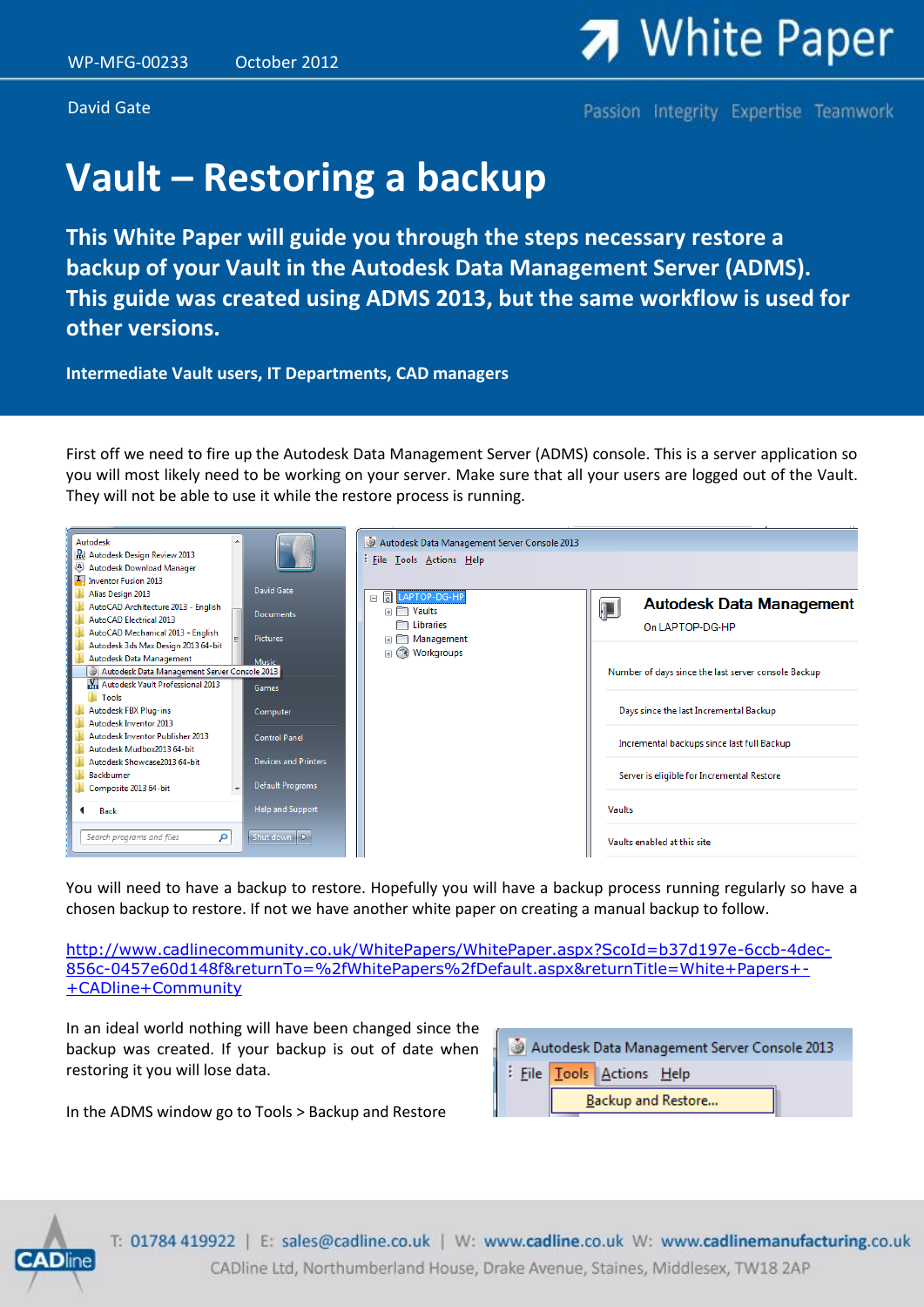WP-MFG-00233 October 2012

David Gate

# Vault – Restoring a backup

**This White Paper will guide you through the steps necessary restore a backup of your Vault in the Autodesk Data Management Server (ADMS). This guide was created using ADMS 2013, but the same workflow is used for other versions.**

**Intermediate Vault users, IT Departments, CAD managers**

First off we need to fire up the Autodesk Data Management Server (ADMS) console. This is a server application so you will most likely need to be working on your server. Make sure that all your users are logged out of the Vault. They will not be able to use it while the restore process is running.

You will need to have a backup to restore. Hopefully you will have a backup process running regularly so have a chosen backup to restore. If not we have another white paper on creating a manual backup to follow.

[http://www.cadlinecommunity.co.uk/WhitePapers/WhitePaper.aspx?ScoId=b37d197e-6ccb-4dec-856c-0457e60d148f&returnTo=%2fWhitePapers%2fDefault.aspx&returnTitle=White+Papers+-+CADline+Community](http://www.cadlinecommunity.co.uk/WhitePapers/WhitePaper.aspx?ScoId=b37d197e-6ccb-4dec-856c-0457e60d148f&returnTo=%2fWhitePapers%2fDefault.aspx&returnTitle=White+Papers+-+CADline+Community)

In an ideal world nothing will have been changed since the backup was created. If your backup is out of date when restoring it you will lose data.

In the ADMS window go to Tools > Backup and Restore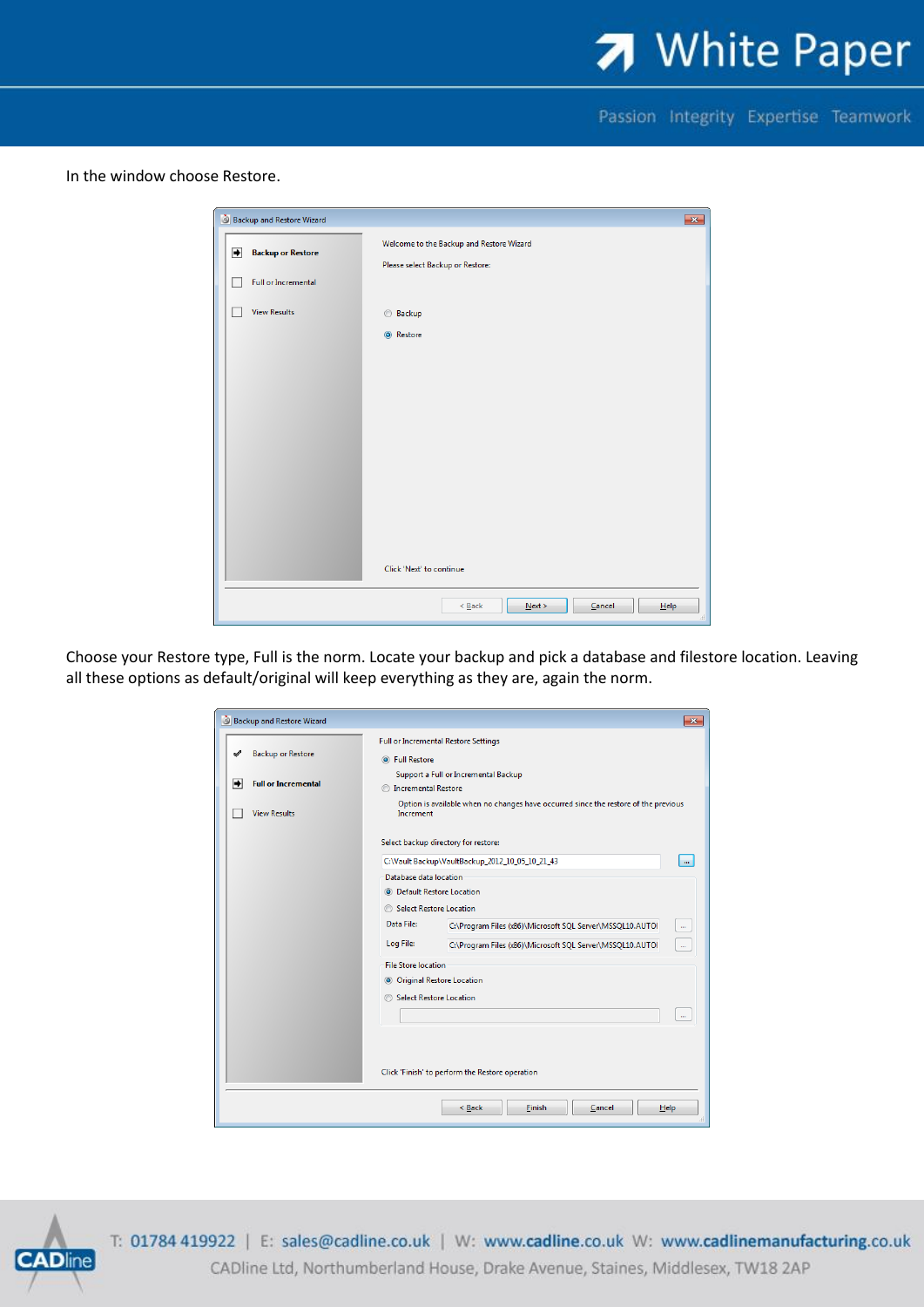In the window choose Restore.

Choose your Restore type, Full is the norm. Locate your backup and pick a database and filestore location. Leaving all these options as default/original will keep everything as they are, again the norm.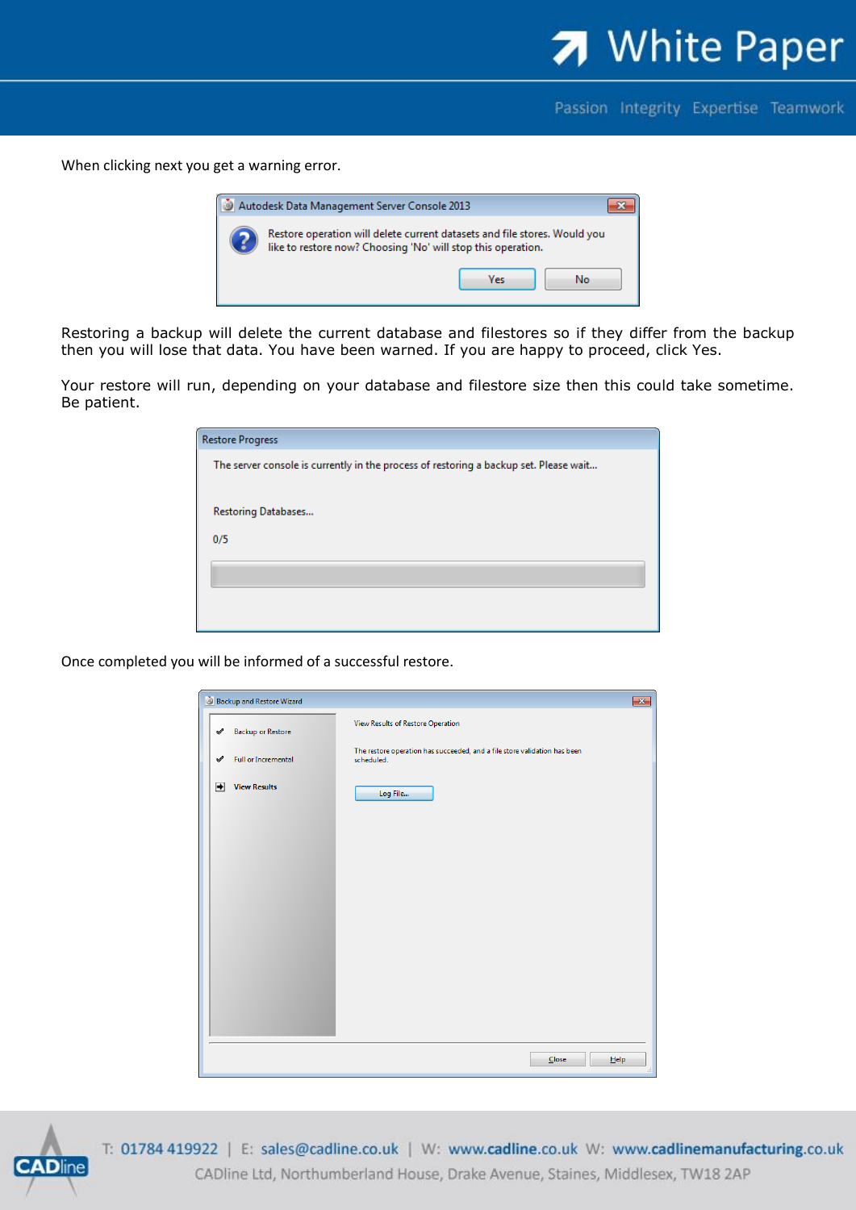When clicking next you get a warning error.

Restoring a backup will delete the current database and filestores so if they differ from the backup then you will lose that data. You have been warned. If you are happy to proceed, click Yes.

Your restore will run, depending on your database and filestore size then this could take sometime. Be patient.

Once completed you will be informed of a successful restore.